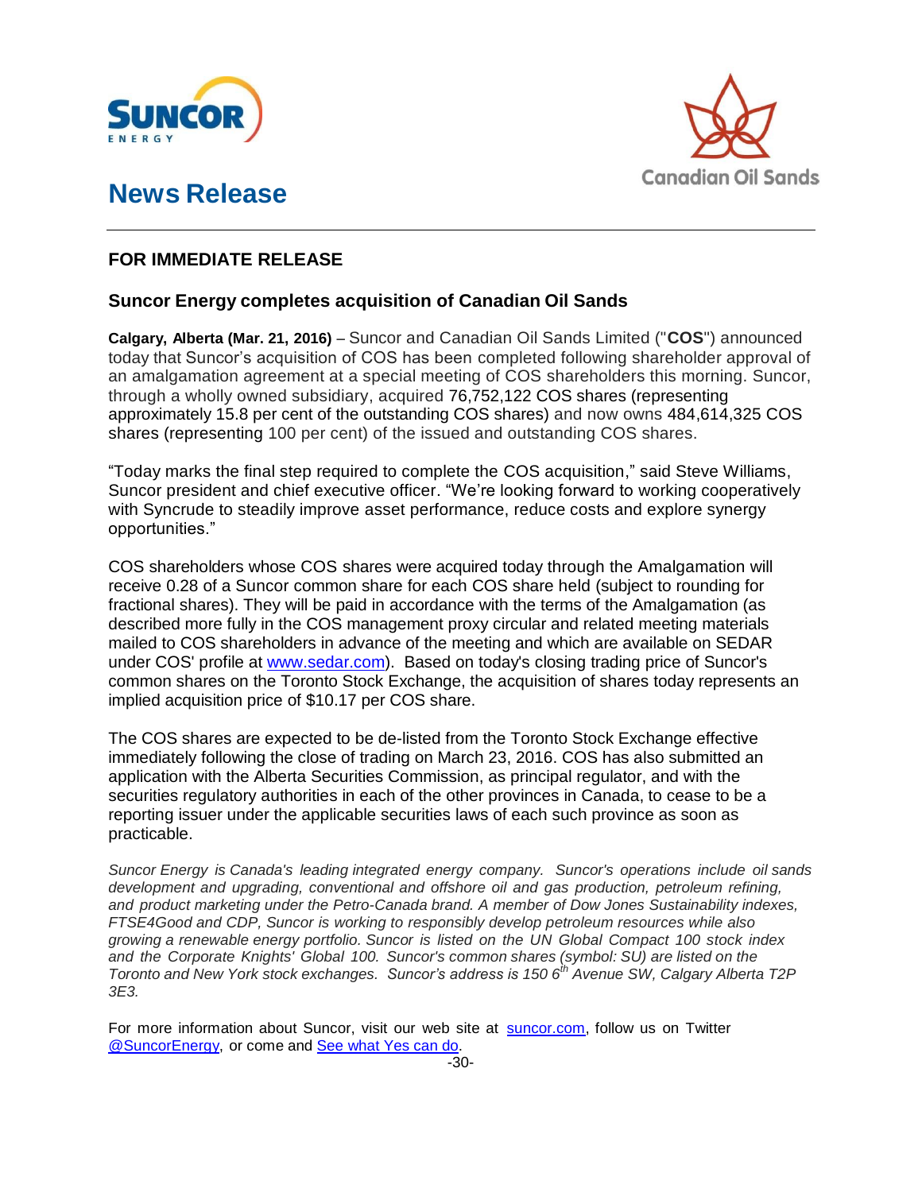# News Release

## FOR IMMEDIATE RELEASE

### Suncor Energy completes acquisition of Canadian Oil Sands

**Calgary, Alberta (Mar. 21, 2016)** – Suncor and Canadian Oil Sands Limited ("**COS**") announced today that Suncor's acquisition of COS has been completed following shareholder approval of an amalgamation agreement at a special meeting of COS shareholders this morning. Suncor, through a wholly owned subsidiary, acquired 76,752,122 COS shares (representing approximately 15.8 per cent of the outstanding COS shares) and now owns 484,614,325 COS shares (representing 100 per cent) of the issued and outstanding COS shares.

"Today marks the final step required to complete the COS acquisition," said Steve Williams, Suncor president and chief executive officer. "We're looking forward to working cooperatively with Syncrude to steadily improve asset performance, reduce costs and explore synergy opportunities."

COS shareholders whose COS shares were acquired today through the Amalgamation will receive 0.28 of a Suncor common share for each COS share held (subject to rounding for fractional shares). They will be paid in accordance with the terms of the Amalgamation (as described more fully in the COS management proxy circular and related meeting materials mailed to COS shareholders in advance of the meeting and which are available on SEDAR under COS' profile at www.sedar.com). Based on today's closing trading price of Suncor's common shares on the Toronto Stock Exchange, the acquisition of shares today represents an implied acquisition price of $10.17 per COS share.

The COS shares are expected to be de-listed from the Toronto Stock Exchange effective immediately following the close of trading on March 23, 2016. COS has also submitted an application with the Alberta Securities Commission, as principal regulator, and with the securities regulatory authorities in each of the other provinces in Canada, to cease to be a reporting issuer under the applicable securities laws of each such province as soon as practicable.

*Suncor Energy is Canada's leading integrated energy company. Suncor's operations include oil sands development and upgrading, conventional and offshore oil and gas production, petroleum refining, and product marketing under the Petro-Canada brand. A member of Dow Jones Sustainability indexes, FTSE4Good and CDP, Suncor is working to responsibly develop petroleum resources while also growing a renewable energy portfolio. Suncor is listed on the UN Global Compact 100 stock index and the Corporate Knights' Global 100. Suncor's common shares (symbol: SU) are listed on the Toronto and New York stock exchanges. Suncor's address is 150 6th Avenue SW, Calgary Alberta T2P 3E3.*

For more information about Suncor, visit our web site at suncor.com, follow us on Twitter @SuncorEnergy, or come and See what Yes can do.

-30-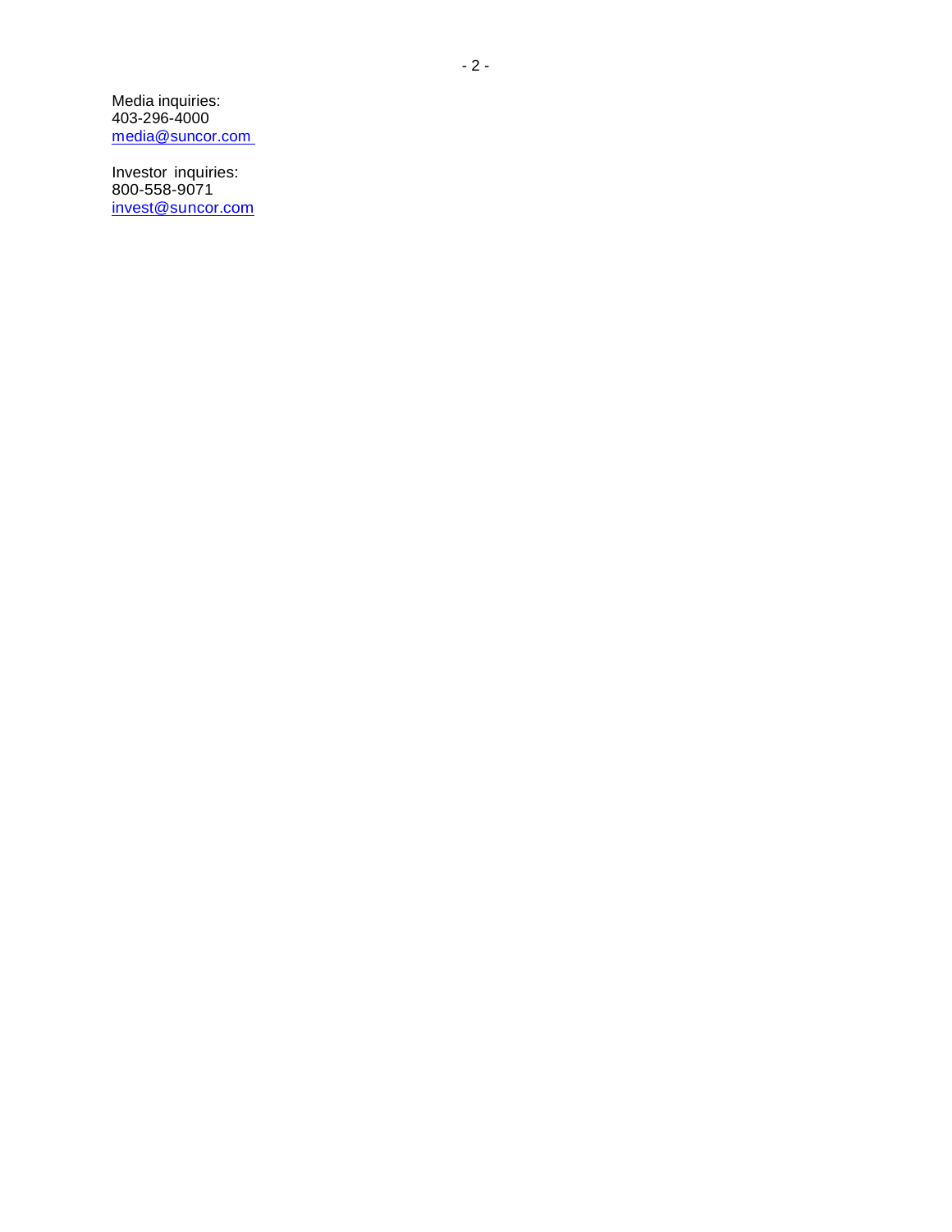Media inquiries:
403-296-4000
media@suncor.com

Investor inquiries:
800-558-9071
invest@suncor.com